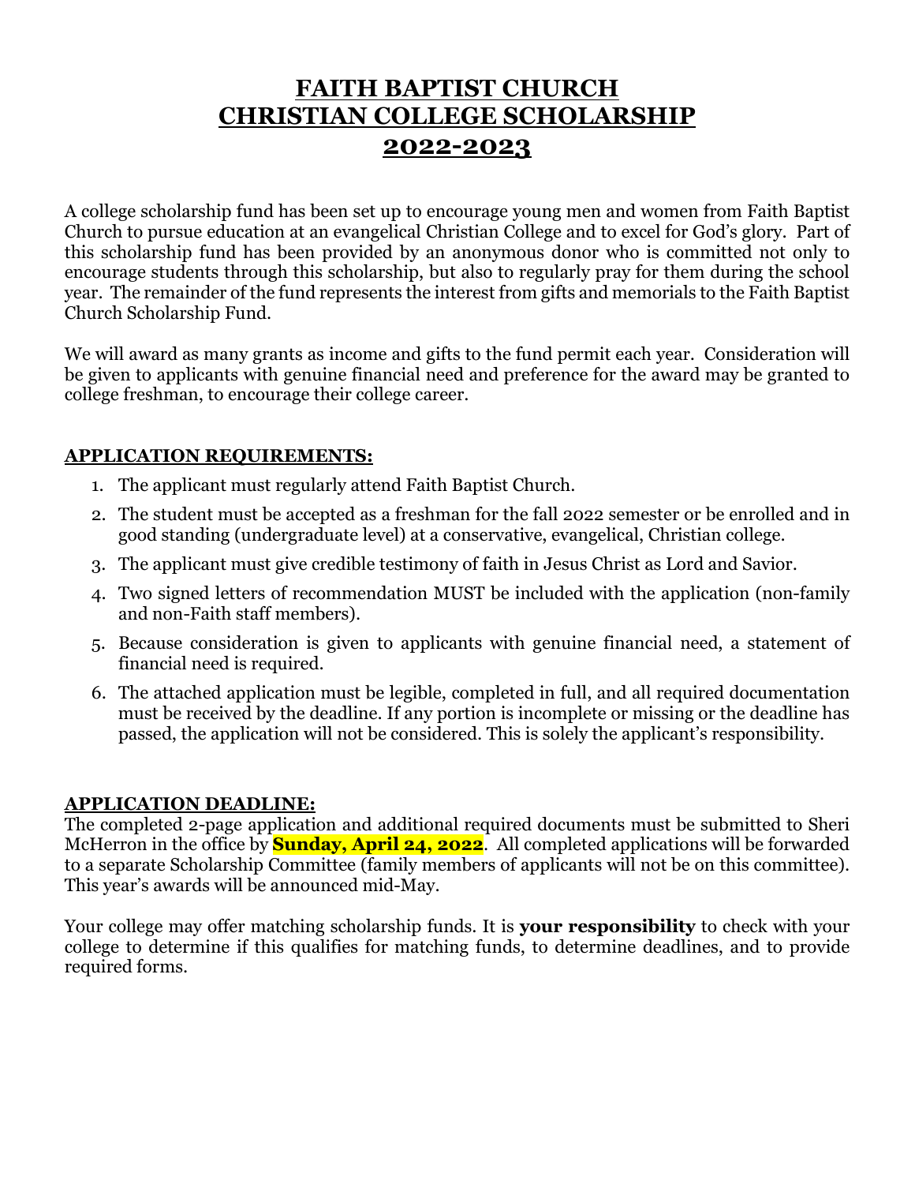# FAITH BAPTIST CHURCH
# CHRISTIAN COLLEGE SCHOLARSHIP
# 2022-2023

A college scholarship fund has been set up to encourage young men and women from Faith Baptist Church to pursue education at an evangelical Christian College and to excel for God's glory. Part of this scholarship fund has been provided by an anonymous donor who is committed not only to encourage students through this scholarship, but also to regularly pray for them during the school year. The remainder of the fund represents the interest from gifts and memorials to the Faith Baptist Church Scholarship Fund.

We will award as many grants as income and gifts to the fund permit each year. Consideration will be given to applicants with genuine financial need and preference for the award may be granted to college freshman, to encourage their college career.

## APPLICATION REQUIREMENTS:

1. The applicant must regularly attend Faith Baptist Church.
2. The student must be accepted as a freshman for the fall 2022 semester or be enrolled and in good standing (undergraduate level) at a conservative, evangelical, Christian college.
3. The applicant must give credible testimony of faith in Jesus Christ as Lord and Savior.
4. Two signed letters of recommendation MUST be included with the application (non-family and non-Faith staff members).
5. Because consideration is given to applicants with genuine financial need, a statement of financial need is required.
6. The attached application must be legible, completed in full, and all required documentation must be received by the deadline. If any portion is incomplete or missing or the deadline has passed, the application will not be considered. This is solely the applicant's responsibility.

## APPLICATION DEADLINE:

The completed 2-page application and additional required documents must be submitted to Sheri McHerron in the office by **Sunday, April 24, 2022**. All completed applications will be forwarded to a separate Scholarship Committee (family members of applicants will not be on this committee). This year's awards will be announced mid-May.

Your college may offer matching scholarship funds. It is **your responsibility** to check with your college to determine if this qualifies for matching funds, to determine deadlines, and to provide required forms.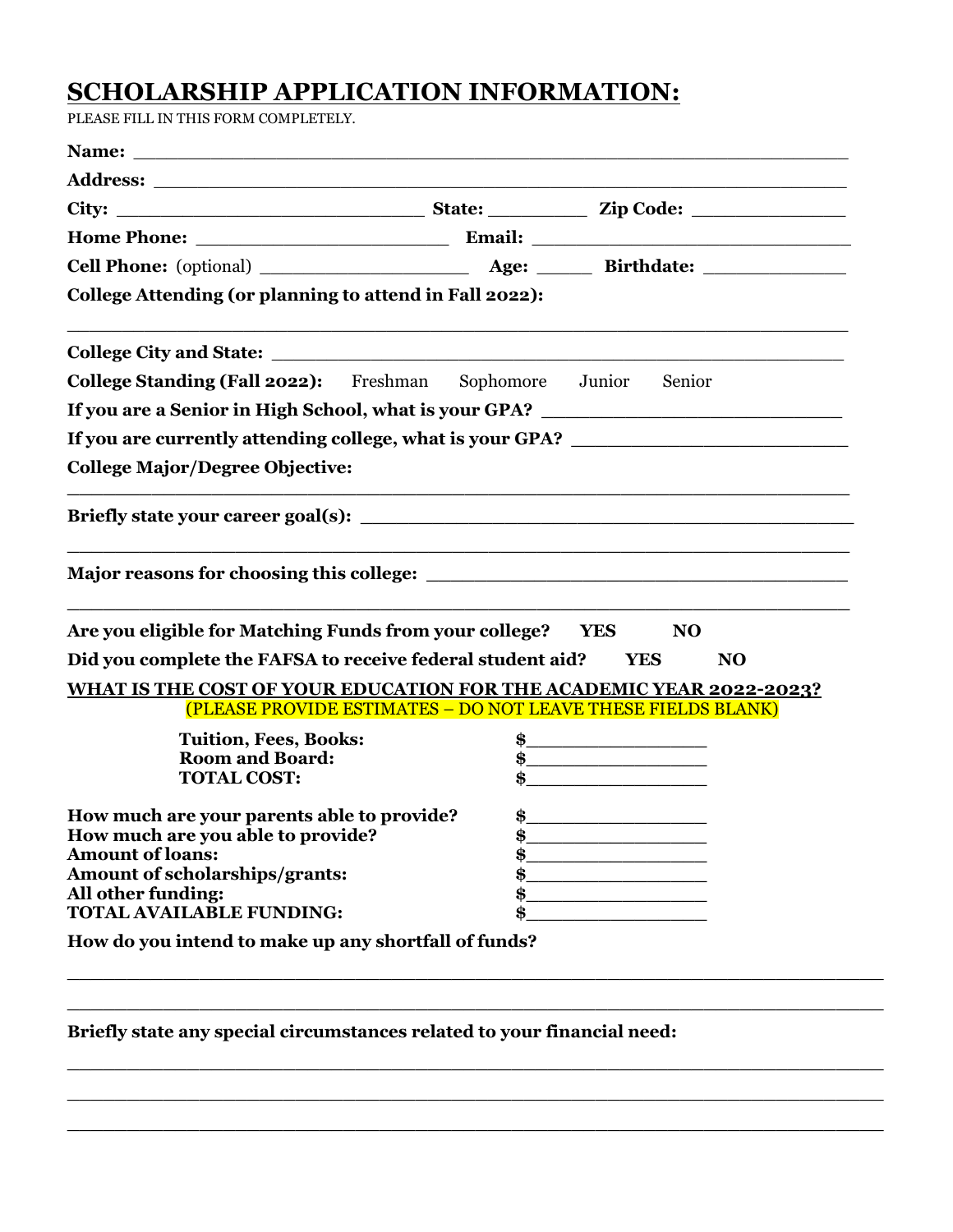# SCHOLARSHIP APPLICATION INFORMATION:

PLEASE FILL IN THIS FORM COMPLETELY.

**Name:** ____________________________________________________________

**Address:** __________________________________________________________

**City:** ____________________________ **State:** _________ **Zip Code:** ______________

**Home Phone:** _______________________ **Email:** ______________________________

**Cell Phone:** (optional) ___________________ **Age:** _____ **Birthdate:** _____________

**College Attending (or planning to attend in Fall 2022):**

______________________________________________________________________

**College City and State:** _____________________________________________

**College Standing (Fall 2022):** Freshman Sophomore Junior Senior

**If you are a Senior in High School, what is your GPA?** ___________________________

**If you are currently attending college, what is your GPA?** ________________________

**College Major/Degree Objective:**

______________________________________________________________________

**Briefly state your career goal(s):** ____________________________________________

______________________________________________________________________

**Major reasons for choosing this college:** _______________________________________

______________________________________________________________________

**Are you eligible for Matching Funds from your college? YES NO**

**Did you complete the FAFSA to receive federal student aid? YES NO**

**WHAT IS THE COST OF YOUR EDUCATION FOR THE ACADEMIC YEAR 2022-2023?**

(PLEASE PROVIDE ESTIMATES – DO NOT LEAVE THESE FIELDS BLANK)

**Tuition, Fees, Books:** $________________

**Room and Board:** $________________

**TOTAL COST:** $________________

**How much are your parents able to provide?** $________________

**How much are you able to provide?** $________________

**Amount of loans:** $________________

**Amount of scholarships/grants:** $________________

**All other funding:** $________________

**TOTAL AVAILABLE FUNDING:** $________________

**How do you intend to make up any shortfall of funds?**

______________________________________________________________________

______________________________________________________________________

**Briefly state any special circumstances related to your financial need:**

______________________________________________________________________

______________________________________________________________________

______________________________________________________________________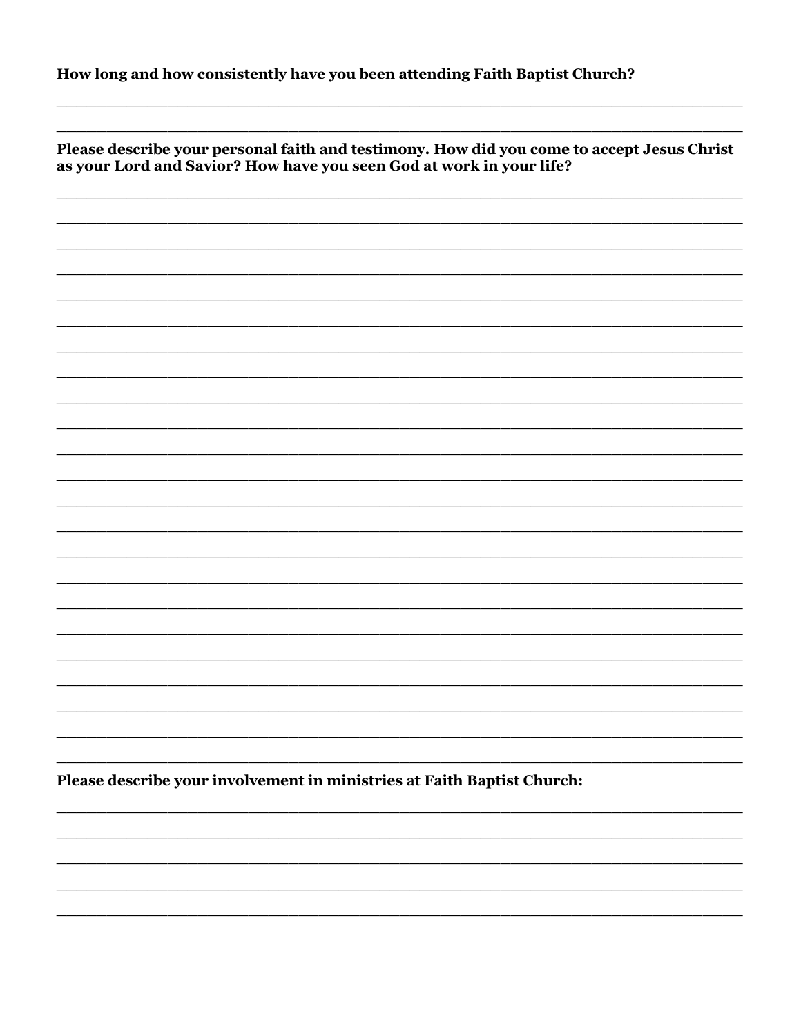**How long and how consistently have you been attending Faith Baptist Church?**

______________________________________________________________________________

______________________________________________________________________________

**Please describe your personal faith and testimony. How did you come to accept Jesus Christ as your Lord and Savior? How have you seen God at work in your life?**

______________________________________________________________________________

______________________________________________________________________________

______________________________________________________________________________

______________________________________________________________________________

______________________________________________________________________________

______________________________________________________________________________

______________________________________________________________________________

______________________________________________________________________________

______________________________________________________________________________

______________________________________________________________________________

______________________________________________________________________________

______________________________________________________________________________

______________________________________________________________________________

______________________________________________________________________________

______________________________________________________________________________

______________________________________________________________________________

______________________________________________________________________________

______________________________________________________________________________

______________________________________________________________________________

______________________________________________________________________________

______________________________________________________________________________

______________________________________________________________________________

______________________________________________________________________________

**Please describe your involvement in ministries at Faith Baptist Church:**

______________________________________________________________________________

______________________________________________________________________________

______________________________________________________________________________

______________________________________________________________________________

______________________________________________________________________________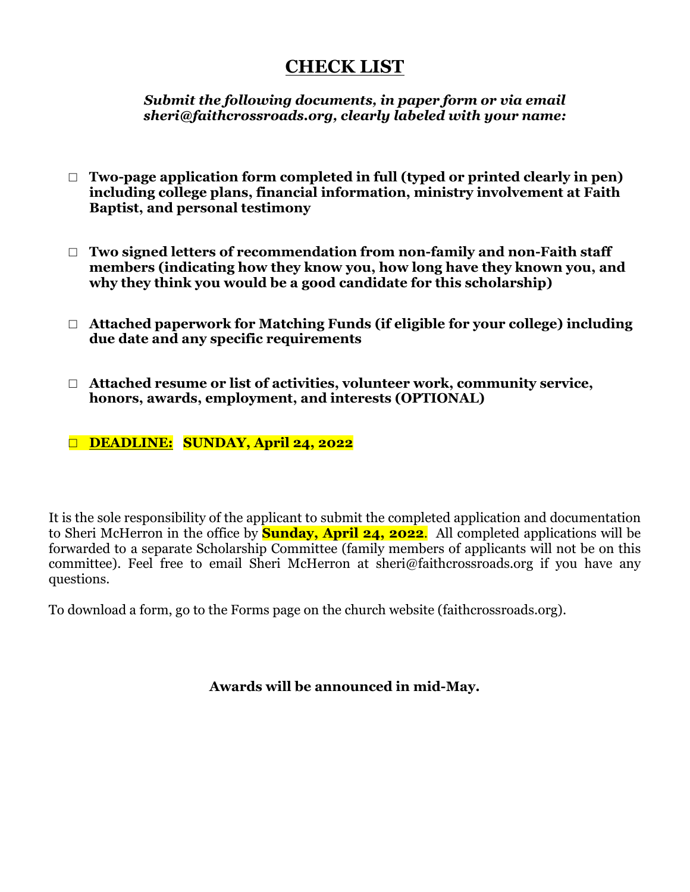# CHECK LIST

***Submit the following documents, in paper form or via email sheri@faithcrossroads.org, clearly labeled with your name:***

- ☐ **Two-page application form completed in full (typed or printed clearly in pen) including college plans, financial information, ministry involvement at Faith Baptist, and personal testimony**

- ☐ **Two signed letters of recommendation from non-family and non-Faith staff members (indicating how they know you, how long have they known you, and why they think you would be a good candidate for this scholarship)**

- ☐ **Attached paperwork for Matching Funds (if eligible for your college) including due date and any specific requirements**

- ☐ **Attached resume or list of activities, volunteer work, community service, honors, awards, employment, and interests (OPTIONAL)**

- ☐ **DEADLINE: SUNDAY, April 24, 2022**

It is the sole responsibility of the applicant to submit the completed application and documentation to Sheri McHerron in the office by **Sunday, April 24, 2022**. All completed applications will be forwarded to a separate Scholarship Committee (family members of applicants will not be on this committee). Feel free to email Sheri McHerron at sheri@faithcrossroads.org if you have any questions.

To download a form, go to the Forms page on the church website (faithcrossroads.org).

**Awards will be announced in mid-May.**